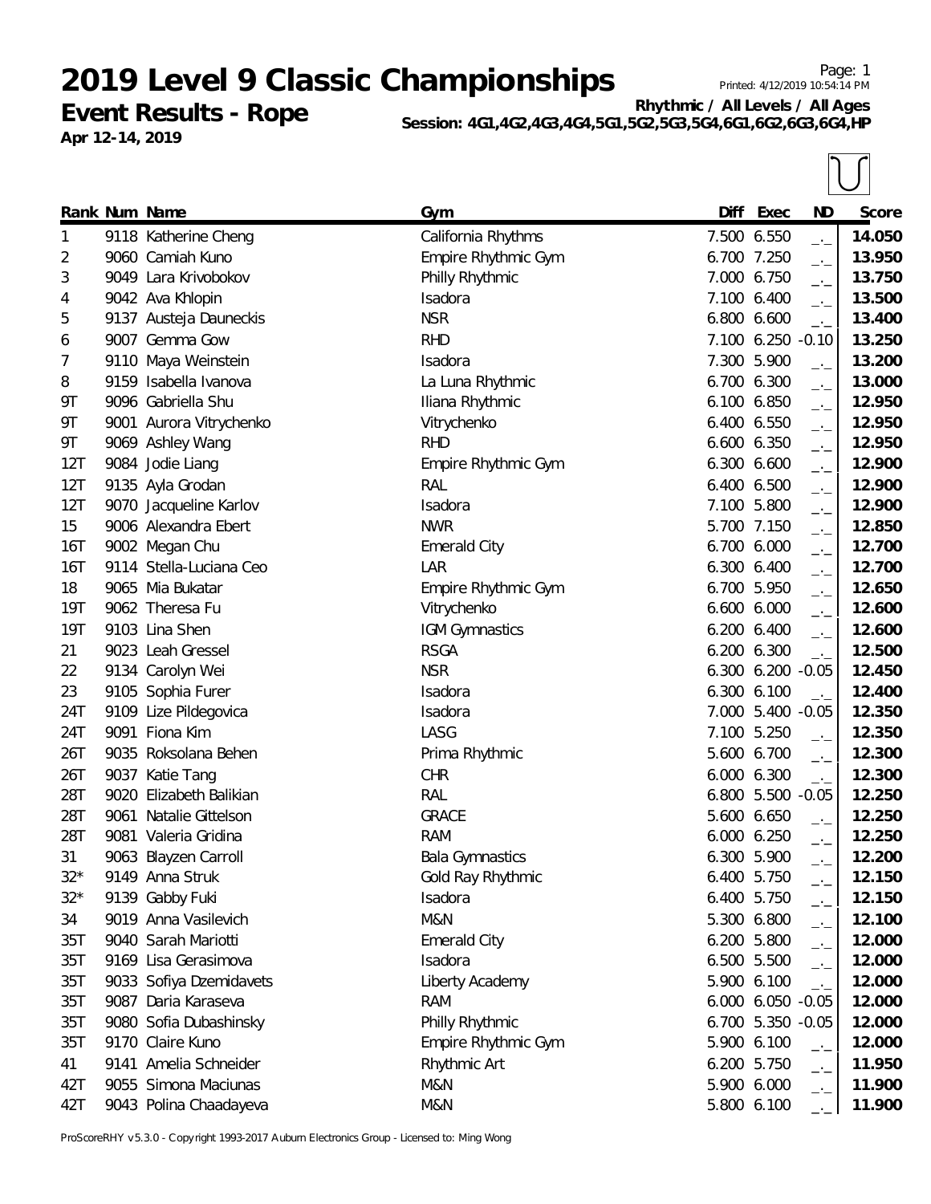# 2019 Level 9 Classic Championships

**Event Results - Rope**

**Apr 12-14, 2019**

Printed: 4/12/2019 10:54:14 PM

**Rhythmic / All Levels / All Ages**

**Session: 4G1,4G2,4G3,4G4,5G1,5G2,5G3,5G4,6G1,6G2,6G3,6G4,HP**

| Rank | Num | Name | Gym | Diff | Exec | ND | Score |
|---|---|---|---|---|---|---|---|
| 1 | 9118 | Katherine Cheng | California Rhythms | 7.500 | 6.550 | _._ | **14.050** |
| 2 | 9060 | Camiah Kuno | Empire Rhythmic Gym | 6.700 | 7.250 | _._ | **13.950** |
| 3 | 9049 | Lara Krivobokov | Philly Rhythmic | 7.000 | 6.750 | _._ | **13.750** |
| 4 | 9042 | Ava Khlopin | Isadora | 7.100 | 6.400 | _._ | **13.500** |
| 5 | 9137 | Austeja Dauneckis | NSR | 6.800 | 6.600 | _._ | **13.400** |
| 6 | 9007 | Gemma Gow | RHD | 7.100 | 6.250 | -0.10 | **13.250** |
| 7 | 9110 | Maya Weinstein | Isadora | 7.300 | 5.900 | _._ | **13.200** |
| 8 | 9159 | Isabella Ivanova | La Luna Rhythmic | 6.700 | 6.300 | _._ | **13.000** |
| 9T | 9096 | Gabriella Shu | Iliana Rhythmic | 6.100 | 6.850 | _._ | **12.950** |
| 9T | 9001 | Aurora Vitrychenko | Vitrychenko | 6.400 | 6.550 | _._ | **12.950** |
| 9T | 9069 | Ashley Wang | RHD | 6.600 | 6.350 | _._ | **12.950** |
| 12T | 9084 | Jodie Liang | Empire Rhythmic Gym | 6.300 | 6.600 | _._ | **12.900** |
| 12T | 9135 | Ayla Grodan | RAL | 6.400 | 6.500 | _._ | **12.900** |
| 12T | 9070 | Jacqueline Karlov | Isadora | 7.100 | 5.800 | _._ | **12.900** |
| 15 | 9006 | Alexandra Ebert | NWR | 5.700 | 7.150 | _._ | **12.850** |
| 16T | 9002 | Megan Chu | Emerald City | 6.700 | 6.000 | _._ | **12.700** |
| 16T | 9114 | Stella-Luciana Ceo | LAR | 6.300 | 6.400 | _._ | **12.700** |
| 18 | 9065 | Mia Bukatar | Empire Rhythmic Gym | 6.700 | 5.950 | _._ | **12.650** |
| 19T | 9062 | Theresa Fu | Vitrychenko | 6.600 | 6.000 | _._ | **12.600** |
| 19T | 9103 | Lina Shen | IGM Gymnastics | 6.200 | 6.400 | _._ | **12.600** |
| 21 | 9023 | Leah Gressel | RSGA | 6.200 | 6.300 | _._ | **12.500** |
| 22 | 9134 | Carolyn Wei | NSR | 6.300 | 6.200 | -0.05 | **12.450** |
| 23 | 9105 | Sophia Furer | Isadora | 6.300 | 6.100 | _._ | **12.400** |
| 24T | 9109 | Lize Pildegovica | Isadora | 7.000 | 5.400 | -0.05 | **12.350** |
| 24T | 9091 | Fiona Kim | LASG | 7.100 | 5.250 | _._ | **12.350** |
| 26T | 9035 | Roksolana Behen | Prima Rhythmic | 5.600 | 6.700 | _._ | **12.300** |
| 26T | 9037 | Katie Tang | CHR | 6.000 | 6.300 | _._ | **12.300** |
| 28T | 9020 | Elizabeth Balikian | RAL | 6.800 | 5.500 | -0.05 | **12.250** |
| 28T | 9061 | Natalie Gittelson | GRACE | 5.600 | 6.650 | _._ | **12.250** |
| 28T | 9081 | Valeria Gridina | RAM | 6.000 | 6.250 | _._ | **12.250** |
| 31 | 9063 | Blayzen Carroll | Bala Gymnastics | 6.300 | 5.900 | _._ | **12.200** |
| 32* | 9149 | Anna Struk | Gold Ray Rhythmic | 6.400 | 5.750 | _._ | **12.150** |
| 32* | 9139 | Gabby Fuki | Isadora | 6.400 | 5.750 | _._ | **12.150** |
| 34 | 9019 | Anna Vasilevich | M&N | 5.300 | 6.800 | _._ | **12.100** |
| 35T | 9040 | Sarah Mariotti | Emerald City | 6.200 | 5.800 | _._ | **12.000** |
| 35T | 9169 | Lisa Gerasimova | Isadora | 6.500 | 5.500 | _._ | **12.000** |
| 35T | 9033 | Sofiya Dzemidavets | Liberty Academy | 5.900 | 6.100 | _._ | **12.000** |
| 35T | 9087 | Daria Karaseva | RAM | 6.000 | 6.050 | -0.05 | **12.000** |
| 35T | 9080 | Sofia Dubashinsky | Philly Rhythmic | 6.700 | 5.350 | -0.05 | **12.000** |
| 35T | 9170 | Claire Kuno | Empire Rhythmic Gym | 5.900 | 6.100 | _._ | **12.000** |
| 41 | 9141 | Amelia Schneider | Rhythmic Art | 6.200 | 5.750 | _._ | **11.950** |
| 42T | 9055 | Simona Maciunas | M&N | 5.900 | 6.000 | _._ | **11.900** |
| 42T | 9043 | Polina Chaadayeva | M&N | 5.800 | 6.100 | _._ | **11.900** |

ProScoreRHY v5.3.0 - Copyright 1993-2017 Auburn Electronics Group - Licensed to: Ming Wong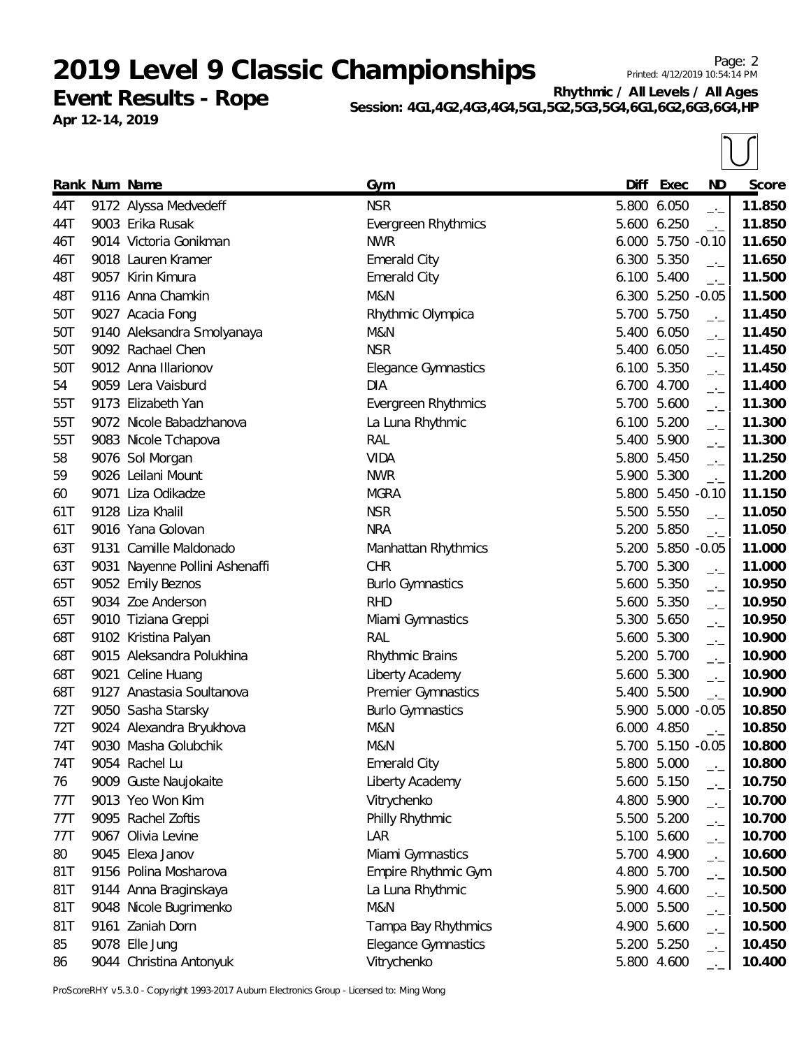# 2019 Level 9 Classic Championships

**Event Results - Rope**

**Apr 12-14, 2019**

Printed: 4/12/2019 10:54:14 PM

**Rhythmic / All Levels / All Ages**

**Session: 4G1,4G2,4G3,4G4,5G1,5G2,5G3,5G4,6G1,6G2,6G3,6G4,HP**

| Rank | Num | Name | Gym | Diff | Exec | ND | Score |
|---|---|---|---|---|---|---|---|
| 44T | 9172 | Alyssa Medvedeff | NSR | 5.800 | 6.050 | _._ | 11.850 |
| 44T | 9003 | Erika Rusak | Evergreen Rhythmics | 5.600 | 6.250 | _._ | 11.850 |
| 46T | 9014 | Victoria Gonikman | NWR | 6.000 | 5.750 | -0.10 | 11.650 |
| 46T | 9018 | Lauren Kramer | Emerald City | 6.300 | 5.350 | _._ | 11.650 |
| 48T | 9057 | Kirin Kimura | Emerald City | 6.100 | 5.400 | _._ | 11.500 |
| 48T | 9116 | Anna Chamkin | M&N | 6.300 | 5.250 | -0.05 | 11.500 |
| 50T | 9027 | Acacia Fong | Rhythmic Olympica | 5.700 | 5.750 | _._ | 11.450 |
| 50T | 9140 | Aleksandra Smolyanaya | M&N | 5.400 | 6.050 | _._ | 11.450 |
| 50T | 9092 | Rachael Chen | NSR | 5.400 | 6.050 | _._ | 11.450 |
| 50T | 9012 | Anna Illarionov | Elegance Gymnastics | 6.100 | 5.350 | _._ | 11.450 |
| 54 | 9059 | Lera Vaisburd | DIA | 6.700 | 4.700 | _._ | 11.400 |
| 55T | 9173 | Elizabeth Yan | Evergreen Rhythmics | 5.700 | 5.600 | _._ | 11.300 |
| 55T | 9072 | Nicole Babadzhanova | La Luna Rhythmic | 6.100 | 5.200 | _._ | 11.300 |
| 55T | 9083 | Nicole Tchapova | RAL | 5.400 | 5.900 | _._ | 11.300 |
| 58 | 9076 | Sol Morgan | VIDA | 5.800 | 5.450 | _._ | 11.250 |
| 59 | 9026 | Leilani Mount | NWR | 5.900 | 5.300 | _._ | 11.200 |
| 60 | 9071 | Liza Odikadze | MGRA | 5.800 | 5.450 | -0.10 | 11.150 |
| 61T | 9128 | Liza Khalil | NSR | 5.500 | 5.550 | _._ | 11.050 |
| 61T | 9016 | Yana Golovan | NRA | 5.200 | 5.850 | _._ | 11.050 |
| 63T | 9131 | Camille Maldonado | Manhattan Rhythmics | 5.200 | 5.850 | -0.05 | 11.000 |
| 63T | 9031 | Nayenne Pollini Ashenaffi | CHR | 5.700 | 5.300 | _._ | 11.000 |
| 65T | 9052 | Emily Beznos | Burlo Gymnastics | 5.600 | 5.350 | _._ | 10.950 |
| 65T | 9034 | Zoe Anderson | RHD | 5.600 | 5.350 | _._ | 10.950 |
| 65T | 9010 | Tiziana Greppi | Miami Gymnastics | 5.300 | 5.650 | _._ | 10.950 |
| 68T | 9102 | Kristina Palyan | RAL | 5.600 | 5.300 | _._ | 10.900 |
| 68T | 9015 | Aleksandra Polukhina | Rhythmic Brains | 5.200 | 5.700 | _._ | 10.900 |
| 68T | 9021 | Celine Huang | Liberty Academy | 5.600 | 5.300 | _._ | 10.900 |
| 68T | 9127 | Anastasia Soultanova | Premier Gymnastics | 5.400 | 5.500 | _._ | 10.900 |
| 72T | 9050 | Sasha Starsky | Burlo Gymnastics | 5.900 | 5.000 | -0.05 | 10.850 |
| 72T | 9024 | Alexandra Bryukhova | M&N | 6.000 | 4.850 | _._ | 10.850 |
| 74T | 9030 | Masha Golubchik | M&N | 5.700 | 5.150 | -0.05 | 10.800 |
| 74T | 9054 | Rachel Lu | Emerald City | 5.800 | 5.000 | _._ | 10.800 |
| 76 | 9009 | Guste Naujokaite | Liberty Academy | 5.600 | 5.150 | _._ | 10.750 |
| 77T | 9013 | Yeo Won Kim | Vitrychenko | 4.800 | 5.900 | _._ | 10.700 |
| 77T | 9095 | Rachel Zoftis | Philly Rhythmic | 5.500 | 5.200 | _._ | 10.700 |
| 77T | 9067 | Olivia Levine | LAR | 5.100 | 5.600 | _._ | 10.700 |
| 80 | 9045 | Elexa Janov | Miami Gymnastics | 5.700 | 4.900 | _._ | 10.600 |
| 81T | 9156 | Polina Mosharova | Empire Rhythmic Gym | 4.800 | 5.700 | _._ | 10.500 |
| 81T | 9144 | Anna Braginskaya | La Luna Rhythmic | 5.900 | 4.600 | _._ | 10.500 |
| 81T | 9048 | Nicole Bugrimenko | M&N | 5.000 | 5.500 | _._ | 10.500 |
| 81T | 9161 | Zaniah Dorn | Tampa Bay Rhythmics | 4.900 | 5.600 | _._ | 10.500 |
| 85 | 9078 | Elle Jung | Elegance Gymnastics | 5.200 | 5.250 | _._ | 10.450 |
| 86 | 9044 | Christina Antonyuk | Vitrychenko | 5.800 | 4.600 | _._ | 10.400 |

ProScoreRHY v5.3.0 - Copyright 1993-2017 Auburn Electronics Group - Licensed to: Ming Wong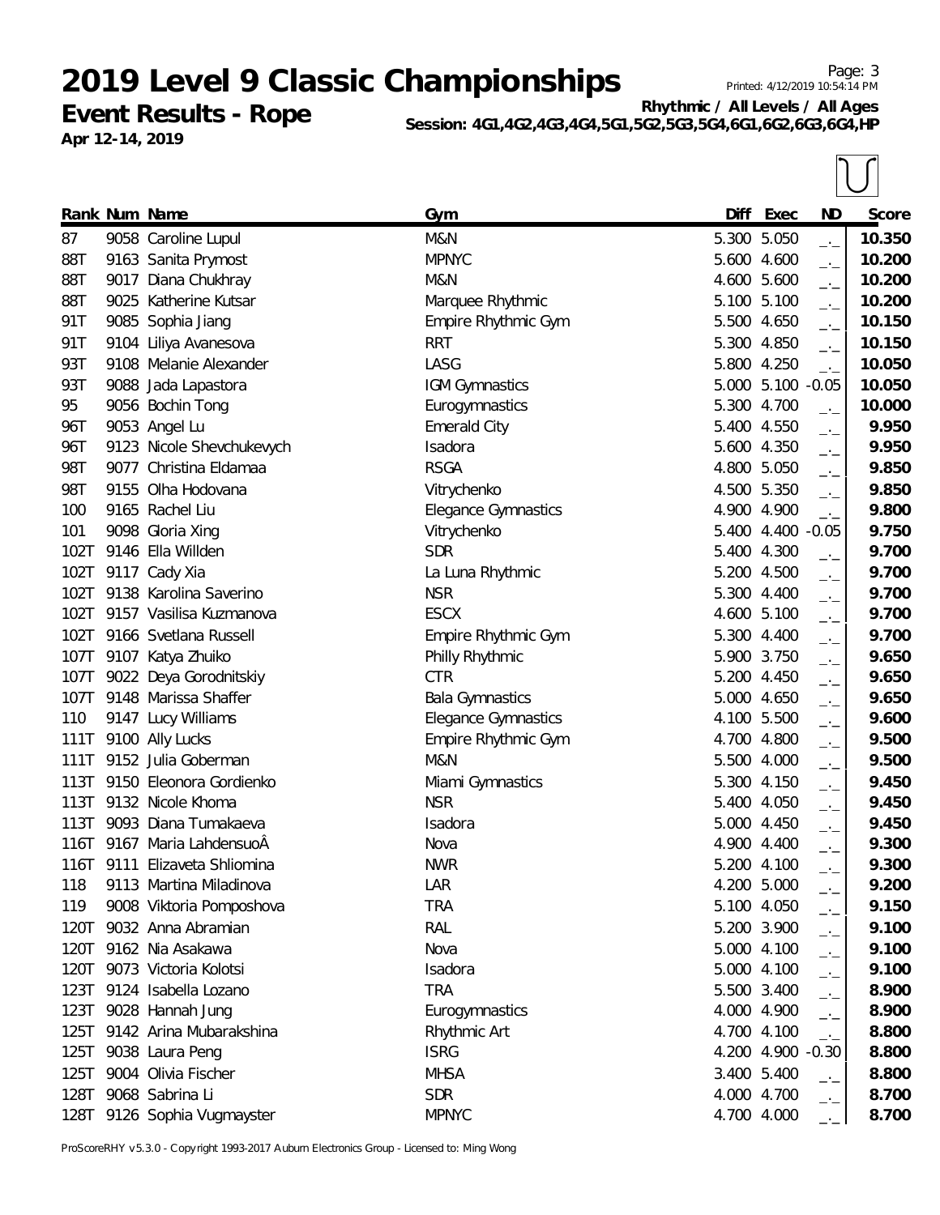# 2019 Level 9 Classic Championships

**Event Results - Rope**

**Apr 12-14, 2019**

**Rhythmic / All Levels / All Ages**

**Session: 4G1,4G2,4G3,4G4,5G1,5G2,5G3,5G4,6G1,6G2,6G3,6G4,HP**

| Rank | Num | Name | Gym | Diff | Exec | ND | Score |
|---|---|---|---|---|---|---|---|
| 87 | 9058 | Caroline Lupul | M&N | 5.300 | 5.050 | _._ | 10.350 |
| 88T | 9163 | Sanita Prymost | MPNYC | 5.600 | 4.600 | _._ | 10.200 |
| 88T | 9017 | Diana Chukhray | M&N | 4.600 | 5.600 | _._ | 10.200 |
| 88T | 9025 | Katherine Kutsar | Marquee Rhythmic | 5.100 | 5.100 | _._ | 10.200 |
| 91T | 9085 | Sophia Jiang | Empire Rhythmic Gym | 5.500 | 4.650 | _._ | 10.150 |
| 91T | 9104 | Liliya Avanesova | RRT | 5.300 | 4.850 | _._ | 10.150 |
| 93T | 9108 | Melanie Alexander | LASG | 5.800 | 4.250 | _._ | 10.050 |
| 93T | 9088 | Jada Lapastora | IGM Gymnastics | 5.000 | 5.100 | -0.05 | 10.050 |
| 95 | 9056 | Bochin Tong | Eurogymnastics | 5.300 | 4.700 | _._ | 10.000 |
| 96T | 9053 | Angel Lu | Emerald City | 5.400 | 4.550 | _._ | 9.950 |
| 96T | 9123 | Nicole Shevchukevych | Isadora | 5.600 | 4.350 | _._ | 9.950 |
| 98T | 9077 | Christina Eldamaa | RSGA | 4.800 | 5.050 | _._ | 9.850 |
| 98T | 9155 | Olha Hodovana | Vitrychenko | 4.500 | 5.350 | _._ | 9.850 |
| 100 | 9165 | Rachel Liu | Elegance Gymnastics | 4.900 | 4.900 | _._ | 9.800 |
| 101 | 9098 | Gloria Xing | Vitrychenko | 5.400 | 4.400 | -0.05 | 9.750 |
| 102T | 9146 | Ella Willden | SDR | 5.400 | 4.300 | _._ | 9.700 |
| 102T | 9117 | Cady Xia | La Luna Rhythmic | 5.200 | 4.500 | _._ | 9.700 |
| 102T | 9138 | Karolina Saverino | NSR | 5.300 | 4.400 | _._ | 9.700 |
| 102T | 9157 | Vasilisa Kuzmanova | ESCX | 4.600 | 5.100 | _._ | 9.700 |
| 102T | 9166 | Svetlana Russell | Empire Rhythmic Gym | 5.300 | 4.400 | _._ | 9.700 |
| 107T | 9107 | Katya Zhuiko | Philly Rhythmic | 5.900 | 3.750 | _._ | 9.650 |
| 107T | 9022 | Deya Gorodnitskiy | CTR | 5.200 | 4.450 | _._ | 9.650 |
| 107T | 9148 | Marissa Shaffer | Bala Gymnastics | 5.000 | 4.650 | _._ | 9.650 |
| 110 | 9147 | Lucy Williams | Elegance Gymnastics | 4.100 | 5.500 | _._ | 9.600 |
| 111T | 9100 | Ally Lucks | Empire Rhythmic Gym | 4.700 | 4.800 | _._ | 9.500 |
| 111T | 9152 | Julia Goberman | M&N | 5.500 | 4.000 | _._ | 9.500 |
| 113T | 9150 | Eleonora Gordienko | Miami Gymnastics | 5.300 | 4.150 | _._ | 9.450 |
| 113T | 9132 | Nicole Khoma | NSR | 5.400 | 4.050 | _._ | 9.450 |
| 113T | 9093 | Diana Tumakaeva | Isadora | 5.000 | 4.450 | _._ | 9.450 |
| 116T | 9167 | Maria LahdensuoÂ | Nova | 4.900 | 4.400 | _._ | 9.300 |
| 116T | 9111 | Elizaveta Shliomina | NWR | 5.200 | 4.100 | _._ | 9.300 |
| 118 | 9113 | Martina Miladinova | LAR | 4.200 | 5.000 | _._ | 9.200 |
| 119 | 9008 | Viktoria Pomposhova | TRA | 5.100 | 4.050 | _._ | 9.150 |
| 120T | 9032 | Anna Abramian | RAL | 5.200 | 3.900 | _._ | 9.100 |
| 120T | 9162 | Nia Asakawa | Nova | 5.000 | 4.100 | _._ | 9.100 |
| 120T | 9073 | Victoria Kolotsi | Isadora | 5.000 | 4.100 | _._ | 9.100 |
| 123T | 9124 | Isabella Lozano | TRA | 5.500 | 3.400 | _._ | 8.900 |
| 123T | 9028 | Hannah Jung | Eurogymnastics | 4.000 | 4.900 | _._ | 8.900 |
| 125T | 9142 | Arina Mubarakshina | Rhythmic Art | 4.700 | 4.100 | _._ | 8.800 |
| 125T | 9038 | Laura Peng | ISRG | 4.200 | 4.900 | -0.30 | 8.800 |
| 125T | 9004 | Olivia Fischer | MHSA | 3.400 | 5.400 | _._ | 8.800 |
| 128T | 9068 | Sabrina Li | SDR | 4.000 | 4.700 | _._ | 8.700 |
| 128T | 9126 | Sophia Vugmayster | MPNYC | 4.700 | 4.000 | _._ | 8.700 |

ProScoreRHY v5.3.0 - Copyright 1993-2017 Auburn Electronics Group - Licensed to: Ming Wong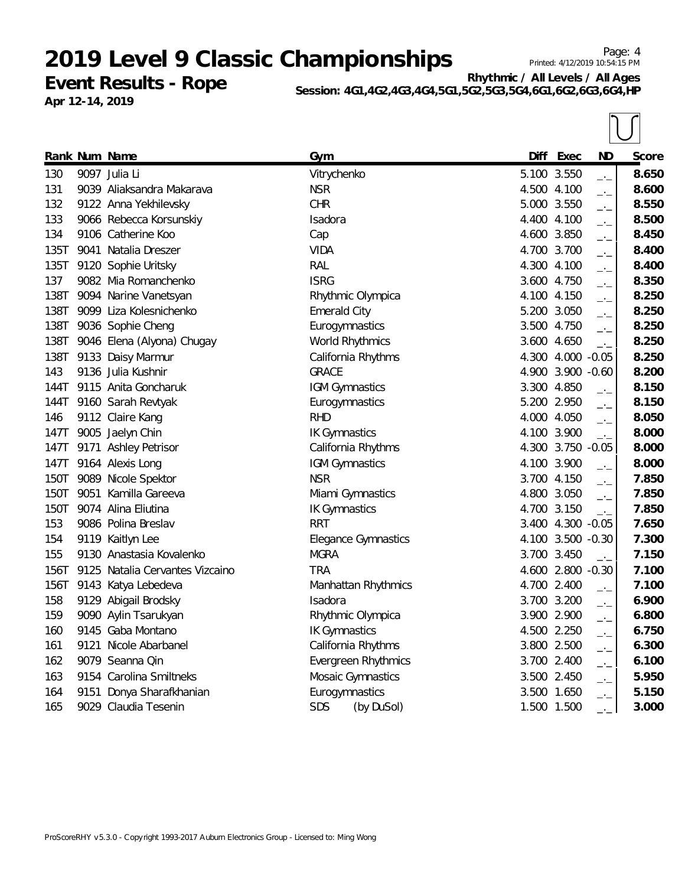# 2019 Level 9 Classic Championships

**Event Results - Rope**

**Apr 12-14, 2019**

**Rhythmic / All Levels / All Ages**
**Session: 4G1,4G2,4G3,4G4,5G1,5G2,5G3,5G4,6G1,6G2,6G3,6G4,HP**

| Rank | Num | Name | Gym | Diff | Exec | ND | Score |
|---|---|---|---|---|---|---|---|
| 130 | 9097 | Julia Li | Vitrychenko | 5.100 | 3.550 | _._ | 8.650 |
| 131 | 9039 | Aliaksandra Makarava | NSR | 4.500 | 4.100 | _._ | 8.600 |
| 132 | 9122 | Anna Yekhilevsky | CHR | 5.000 | 3.550 | _._ | 8.550 |
| 133 | 9066 | Rebecca Korsunskiy | Isadora | 4.400 | 4.100 | _._ | 8.500 |
| 134 | 9106 | Catherine Koo | Cap | 4.600 | 3.850 | _._ | 8.450 |
| 135T | 9041 | Natalia Dreszer | VIDA | 4.700 | 3.700 | _._ | 8.400 |
| 135T | 9120 | Sophie Uritsky | RAL | 4.300 | 4.100 | _._ | 8.400 |
| 137 | 9082 | Mia Romanchenko | ISRG | 3.600 | 4.750 | _._ | 8.350 |
| 138T | 9094 | Narine Vanetsyan | Rhythmic Olympica | 4.100 | 4.150 | _._ | 8.250 |
| 138T | 9099 | Liza Kolesnichenko | Emerald City | 5.200 | 3.050 | _._ | 8.250 |
| 138T | 9036 | Sophie Cheng | Eurogymnastics | 3.500 | 4.750 | _._ | 8.250 |
| 138T | 9046 | Elena (Alyona) Chugay | World Rhythmics | 3.600 | 4.650 | _._ | 8.250 |
| 138T | 9133 | Daisy Marmur | California Rhythms | 4.300 | 4.000 | -0.05 | 8.250 |
| 143 | 9136 | Julia Kushnir | GRACE | 4.900 | 3.900 | -0.60 | 8.200 |
| 144T | 9115 | Anita Goncharuk | IGM Gymnastics | 3.300 | 4.850 | _._ | 8.150 |
| 144T | 9160 | Sarah Revtyak | Eurogymnastics | 5.200 | 2.950 | _._ | 8.150 |
| 146 | 9112 | Claire Kang | RHD | 4.000 | 4.050 | _._ | 8.050 |
| 147T | 9005 | Jaelyn Chin | IK Gymnastics | 4.100 | 3.900 | _._ | 8.000 |
| 147T | 9171 | Ashley Petrisor | California Rhythms | 4.300 | 3.750 | -0.05 | 8.000 |
| 147T | 9164 | Alexis Long | IGM Gymnastics | 4.100 | 3.900 | _._ | 8.000 |
| 150T | 9089 | Nicole Spektor | NSR | 3.700 | 4.150 | _._ | 7.850 |
| 150T | 9051 | Kamilla Gareeva | Miami Gymnastics | 4.800 | 3.050 | _._ | 7.850 |
| 150T | 9074 | Alina Eliutina | IK Gymnastics | 4.700 | 3.150 | _._ | 7.850 |
| 153 | 9086 | Polina Breslav | RRT | 3.400 | 4.300 | -0.05 | 7.650 |
| 154 | 9119 | Kaitlyn Lee | Elegance Gymnastics | 4.100 | 3.500 | -0.30 | 7.300 |
| 155 | 9130 | Anastasia Kovalenko | MGRA | 3.700 | 3.450 | _._ | 7.150 |
| 156T | 9125 | Natalia Cervantes Vizcaino | TRA | 4.600 | 2.800 | -0.30 | 7.100 |
| 156T | 9143 | Katya Lebedeva | Manhattan Rhythmics | 4.700 | 2.400 | _._ | 7.100 |
| 158 | 9129 | Abigail Brodsky | Isadora | 3.700 | 3.200 | _._ | 6.900 |
| 159 | 9090 | Aylin Tsarukyan | Rhythmic Olympica | 3.900 | 2.900 | _._ | 6.800 |
| 160 | 9145 | Gaba Montano | IK Gymnastics | 4.500 | 2.250 | _._ | 6.750 |
| 161 | 9121 | Nicole Abarbanel | California Rhythms | 3.800 | 2.500 | _._ | 6.300 |
| 162 | 9079 | Seanna Qin | Evergreen Rhythmics | 3.700 | 2.400 | _._ | 6.100 |
| 163 | 9154 | Carolina Smiltneks | Mosaic Gymnastics | 3.500 | 2.450 | _._ | 5.950 |
| 164 | 9151 | Donya Sharafkhanian | Eurogymnastics | 3.500 | 1.650 | _._ | 5.150 |
| 165 | 9029 | Claudia Tesenin | SDS (by DuSol) | 1.500 | 1.500 | _._ | 3.000 |